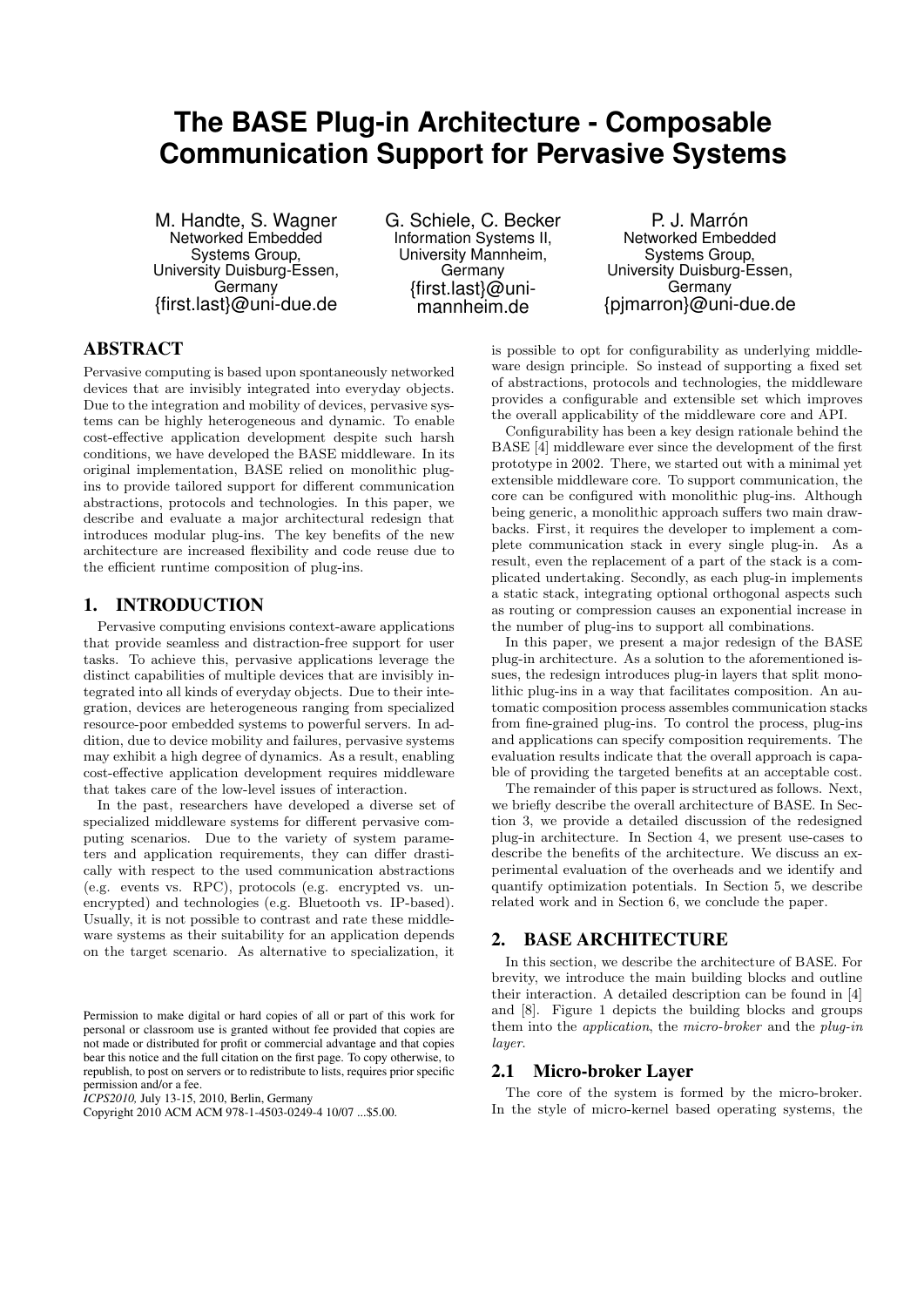# The BASE Plug-in Architecture - Composable Communication Support for Pervasive Systems

M. Handte, S. Wagner
Networked Embedded Systems Group, University Duisburg-Essen, Germany
{first.last}@uni-due.de

G. Schiele, C. Becker
Information Systems II, University Mannheim, Germany
{first.last}@uni-mannheim.de

P. J. Marrón
Networked Embedded Systems Group, University Duisburg-Essen, Germany
{pjmarron}@uni-due.de

## ABSTRACT

Pervasive computing is based upon spontaneously networked devices that are invisibly integrated into everyday objects. Due to the integration and mobility of devices, pervasive systems can be highly heterogeneous and dynamic. To enable cost-effective application development despite such harsh conditions, we have developed the BASE middleware. In its original implementation, BASE relied on monolithic plug-ins to provide tailored support for different communication abstractions, protocols and technologies. In this paper, we describe and evaluate a major architectural redesign that introduces modular plug-ins. The key benefits of the new architecture are increased flexibility and code reuse due to the efficient runtime composition of plug-ins.

## 1. INTRODUCTION

Pervasive computing envisions context-aware applications that provide seamless and distraction-free support for user tasks. To achieve this, pervasive applications leverage the distinct capabilities of multiple devices that are invisibly integrated into all kinds of everyday objects. Due to their integration, devices are heterogeneous ranging from specialized resource-poor embedded systems to powerful servers. In addition, due to device mobility and failures, pervasive systems may exhibit a high degree of dynamics. As a result, enabling cost-effective application development requires middleware that takes care of the low-level issues of interaction.

In the past, researchers have developed a diverse set of specialized middleware systems for different pervasive computing scenarios. Due to the variety of system parameters and application requirements, they can differ drastically with respect to the used communication abstractions (e.g. events vs. RPC), protocols (e.g. encrypted vs. unencrypted) and technologies (e.g. Bluetooth vs. IP-based). Usually, it is not possible to contrast and rate these middleware systems as their suitability for an application depends on the target scenario. As alternative to specialization, it is possible to opt for configurability as underlying middleware design principle. So instead of supporting a fixed set of abstractions, protocols and technologies, the middleware provides a configurable and extensible set which improves the overall applicability of the middleware core and API.

Configurability has been a key design rationale behind the BASE [4] middleware ever since the development of the first prototype in 2002. There, we started out with a minimal yet extensible middleware core. To support communication, the core can be configured with monolithic plug-ins. Although being generic, a monolithic approach suffers two main drawbacks. First, it requires the developer to implement a complete communication stack in every single plug-in. As a result, even the replacement of a part of the stack is a complicated undertaking. Secondly, as each plug-in implements a static stack, integrating optional orthogonal aspects such as routing or compression causes an exponential increase in the number of plug-ins to support all combinations.

In this paper, we present a major redesign of the BASE plug-in architecture. As a solution to the aforementioned issues, the redesign introduces plug-in layers that split monolithic plug-ins in a way that facilitates composition. An automatic composition process assembles communication stacks from fine-grained plug-ins. To control the process, plug-ins and applications can specify composition requirements. The evaluation results indicate that the overall approach is capable of providing the targeted benefits at an acceptable cost.

The remainder of this paper is structured as follows. Next, we briefly describe the overall architecture of BASE. In Section 3, we provide a detailed discussion of the redesigned plug-in architecture. In Section 4, we present use-cases to describe the benefits of the architecture. We discuss an experimental evaluation of the overheads and we identify and quantify optimization potentials. In Section 5, we describe related work and in Section 6, we conclude the paper.

## 2. BASE ARCHITECTURE

In this section, we describe the architecture of BASE. For brevity, we introduce the main building blocks and outline their interaction. A detailed description can be found in [4] and [8]. Figure 1 depicts the building blocks and groups them into the *application*, the *micro-broker* and the *plug-in layer*.

### 2.1 Micro-broker Layer

The core of the system is formed by the micro-broker. In the style of micro-kernel based operating systems, the

Permission to make digital or hard copies of all or part of this work for personal or classroom use is granted without fee provided that copies are not made or distributed for profit or commercial advantage and that copies bear this notice and the full citation on the first page. To copy otherwise, to republish, to post on servers or to redistribute to lists, requires prior specific permission and/or a fee.
*ICPS2010,* July 13-15, 2010, Berlin, Germany
Copyright 2010 ACM ACM 978-1-4503-0249-4 10/07 ...$5.00.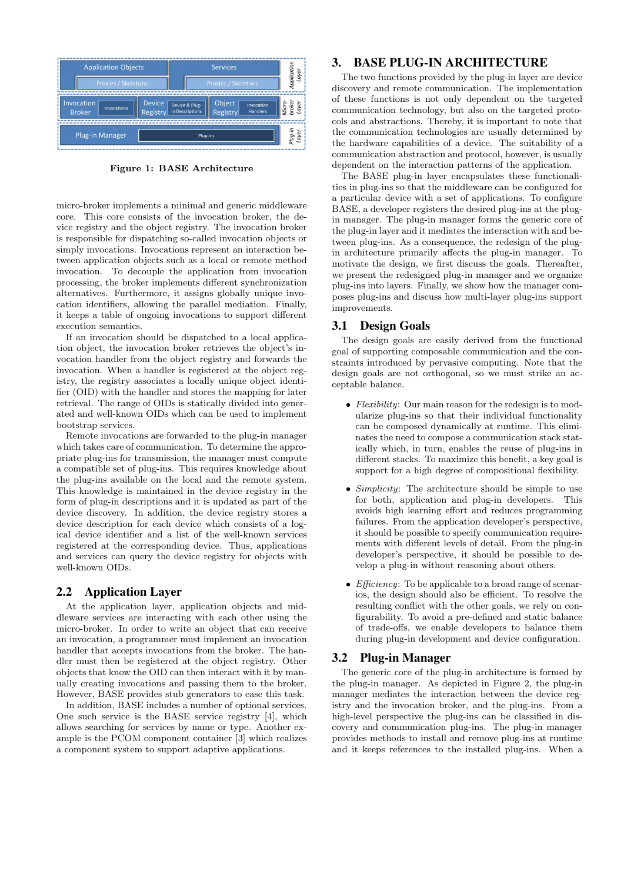Application Objects
Proxies / Skeletons
Services
Proxies / Skeletons
Application Layer
Invocation Broker
Invocations
Device Registry
Device & Plug-in Descriptions
Object Registry
Invocation Handlers
Micro-broker Layer
Plug-in Manager
Plug-ins
Plug-in Layer

**Figure 1: BASE Architecture**

micro-broker implements a minimal and generic middleware core. This core consists of the invocation broker, the device registry and the object registry. The invocation broker is responsible for dispatching so-called invocation objects or simply invocations. Invocations represent an interaction between application objects such as a local or remote method invocation. To decouple the application from invocation processing, the broker implements different synchronization alternatives. Furthermore, it assigns globally unique invocation identifiers, allowing the parallel mediation. Finally, it keeps a table of ongoing invocations to support different execution semantics.

If an invocation should be dispatched to a local application object, the invocation broker retrieves the object's invocation handler from the object registry and forwards the invocation. When a handler is registered at the object registry, the registry associates a locally unique object identifier (OID) with the handler and stores the mapping for later retrieval. The range of OIDs is statically divided into generated and well-known OIDs which can be used to implement bootstrap services.

Remote invocations are forwarded to the plug-in manager which takes care of communication. To determine the appropriate plug-ins for transmission, the manager must compute a compatible set of plug-ins. This requires knowledge about the plug-ins available on the local and the remote system. This knowledge is maintained in the device registry in the form of plug-in descriptions and it is updated as part of the device discovery. In addition, the device registry stores a device description for each device which consists of a logical device identifier and a list of the well-known services registered at the corresponding device. Thus, applications and services can query the device registry for objects with well-known OIDs.

## 2.2 Application Layer

At the application layer, application objects and middleware services are interacting with each other using the micro-broker. In order to write an object that can receive an invocation, a programmer must implement an invocation handler that accepts invocations from the broker. The handler must then be registered at the object registry. Other objects that know the OID can then interact with it by manually creating invocations and passing them to the broker. However, BASE provides stub generators to ease this task.

In addition, BASE includes a number of optional services. One such service is the BASE service registry [4], which allows searching for services by name or type. Another example is the PCOM component container [3] which realizes a component system to support adaptive applications.

# 3. BASE PLUG-IN ARCHITECTURE

The two functions provided by the plug-in layer are device discovery and remote communication. The implementation of these functions is not only dependent on the targeted communication technology, but also on the targeted protocols and abstractions. Thereby, it is important to note that the communication technologies are usually determined by the hardware capabilities of a device. The suitability of a communication abstraction and protocol, however, is usually dependent on the interaction patterns of the application.

The BASE plug-in layer encapsulates these functionalities in plug-ins so that the middleware can be configured for a particular device with a set of applications. To configure BASE, a developer registers the desired plug-ins at the plug-in manager. The plug-in manager forms the generic core of the plug-in layer and it mediates the interaction with and between plug-ins. As a consequence, the redesign of the plug-in architecture primarily affects the plug-in manager. To motivate the design, we first discuss the goals. Thereafter, we present the redesigned plug-in manager and we organize plug-ins into layers. Finally, we show how the manager composes plug-ins and discuss how multi-layer plug-ins support improvements.

## 3.1 Design Goals

The design goals are easily derived from the functional goal of supporting composable communication and the constraints introduced by pervasive computing. Note that the design goals are not orthogonal, so we must strike an acceptable balance.

- *Flexibility*: Our main reason for the redesign is to modularize plug-ins so that their individual functionality can be composed dynamically at runtime. This eliminates the need to compose a communication stack statically which, in turn, enables the reuse of plug-ins in different stacks. To maximize this benefit, a key goal is support for a high degree of compositional flexibility.
- *Simplicity*: The architecture should be simple to use for both, application and plug-in developers. This avoids high learning effort and reduces programming failures. From the application developer's perspective, it should be possible to specify communication requirements with different levels of detail. From the plug-in developer's perspective, it should be possible to develop a plug-in without reasoning about others.
- *Efficiency*: To be applicable to a broad range of scenarios, the design should also be efficient. To resolve the resulting conflict with the other goals, we rely on configurability. To avoid a pre-defined and static balance of trade-offs, we enable developers to balance them during plug-in development and device configuration.

## 3.2 Plug-in Manager

The generic core of the plug-in architecture is formed by the plug-in manager. As depicted in Figure 2, the plug-in manager mediates the interaction between the device registry and the invocation broker, and the plug-ins. From a high-level perspective the plug-ins can be classified in discovery and communication plug-ins. The plug-in manager provides methods to install and remove plug-ins at runtime and it keeps references to the installed plug-ins. When a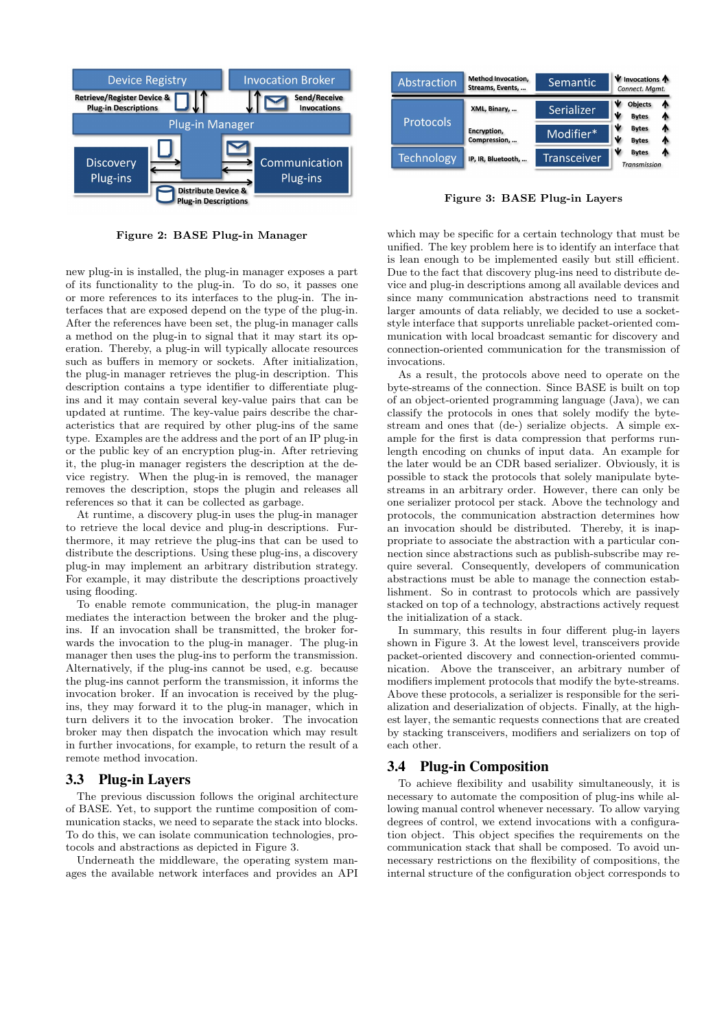Device Registry

Invocation Broker

Retrieve/Register Device & Plug-in Descriptions

Send/Receive Invocations

Plug-in Manager

Discovery Plug-ins

Communication Plug-ins

Distribute Device & Plug-in Descriptions

Figure 2: BASE Plug-in Manager

new plug-in is installed, the plug-in manager exposes a part of its functionality to the plug-in. To do so, it passes one or more references to its interfaces to the plug-in. The interfaces that are exposed depend on the type of the plug-in. After the references have been set, the plug-in manager calls a method on the plug-in to signal that it may start its operation. Thereby, a plug-in will typically allocate resources such as buffers in memory or sockets. After initialization, the plug-in manager retrieves the plug-in description. This description contains a type identifier to differentiate plug-ins and it may contain several key-value pairs that can be updated at runtime. The key-value pairs describe the characteristics that are required by other plug-ins of the same type. Examples are the address and the port of an IP plug-in or the public key of an encryption plug-in. After retrieving it, the plug-in manager registers the description at the device registry. When the plug-in is removed, the manager removes the description, stops the plugin and releases all references so that it can be collected as garbage.

At runtime, a discovery plug-in uses the plug-in manager to retrieve the local device and plug-in descriptions. Furthermore, it may retrieve the plug-ins that can be used to distribute the descriptions. Using these plug-ins, a discovery plug-in may implement an arbitrary distribution strategy. For example, it may distribute the descriptions proactively using flooding.

To enable remote communication, the plug-in manager mediates the interaction between the broker and the plug-ins. If an invocation shall be transmitted, the broker forwards the invocation to the plug-in manager. The plug-in manager then uses the plug-ins to perform the transmission. Alternatively, if the plug-ins cannot be used, because the plug-ins cannot perform the transmission, it informs the invocation broker. If an invocation is received by the plug-ins, they may forward it to the plug-in manager, which in turn delivers it to the invocation broker. The invocation broker may then dispatch the invocation which may result in further invocations, for example, to return the result of a remote method invocation.

## 3.3 Plug-in Layers

The previous discussion follows the original architecture of BASE. Yet, to support the runtime composition of communication stacks, we need to separate the stack into blocks. To do this, we can isolate communication technologies, protocols and abstractions as depicted in Figure 3.

Underneath the middleware, the operating system manages the available network interfaces and provides an API

Abstraction — Method Invocation, Streams, Events, ... — Semantic — Invocations, Connect. Mgmt.

Protocols — XML, Binary, ... — Serializer — Objects

Encryption, Compression, ... — Modifier* — Bytes

Technology — IP, IR, Bluetooth, ... — Transceiver — Bytes

Transmission

Figure 3: BASE Plug-in Layers

which may be specific for a certain technology that must be unified. The key problem here is to identify an interface that is lean enough to be implemented easily but still efficient. Due to the fact that discovery plug-ins need to distribute device and plug-in descriptions among all available devices and since many communication abstractions need to transmit larger amounts of data reliably, we decided to use a socket-style interface that supports unreliable packet-oriented communication with local broadcast semantic for discovery and connection-oriented communication for the transmission of invocations.

As a result, the protocols above need to operate on the byte-streams of the connection. Since BASE is built on top of an object-oriented programming language (Java), we can classify the protocols in ones that solely modify the byte-stream and ones that (de-) serialize objects. A simple example for the first is data compression that performs run-length encoding on chunks of input data. An example for the latter would be an CDR based serializer. Obviously, it is possible to stack the protocols that solely manipulate byte-streams in an arbitrary order. However, there can only be one serializer protocol per stack. Above the technology and protocols, the communication abstraction determines how an invocation should be distributed. Thereby, it is inappropriate to associate the abstraction with a particular connection since abstractions such as publish-subscribe may require several. Consequently, developers of communication abstractions must be able to manage the connection establishment. So in contrast to protocols which are passively stacked on top of a technology, abstractions actively request the initialization of a stack.

In summary, this results in four different plug-in layers shown in Figure 3. At the lowest level, transceivers provide packet-oriented discovery and connection-oriented communication. Above the transceiver, an arbitrary number of modifiers implement protocols that modify the byte-streams. Above these protocols, a serializer is responsible for the serialization and deserialization of objects. Finally, at the highest layer, the semantic requests connections that are created by stacking transceivers, modifiers and serializers on top of each other.

## 3.4 Plug-in Composition

To achieve flexibility and usability simultaneously, it is necessary to automate the composition of plug-ins while allowing manual control whenever necessary. To allow varying degrees of control, we extend invocations with a configuration object. This object specifies the requirements on the communication stack that shall be composed. To avoid unnecessary restrictions on the flexibility of compositions, the internal structure of the configuration object corresponds to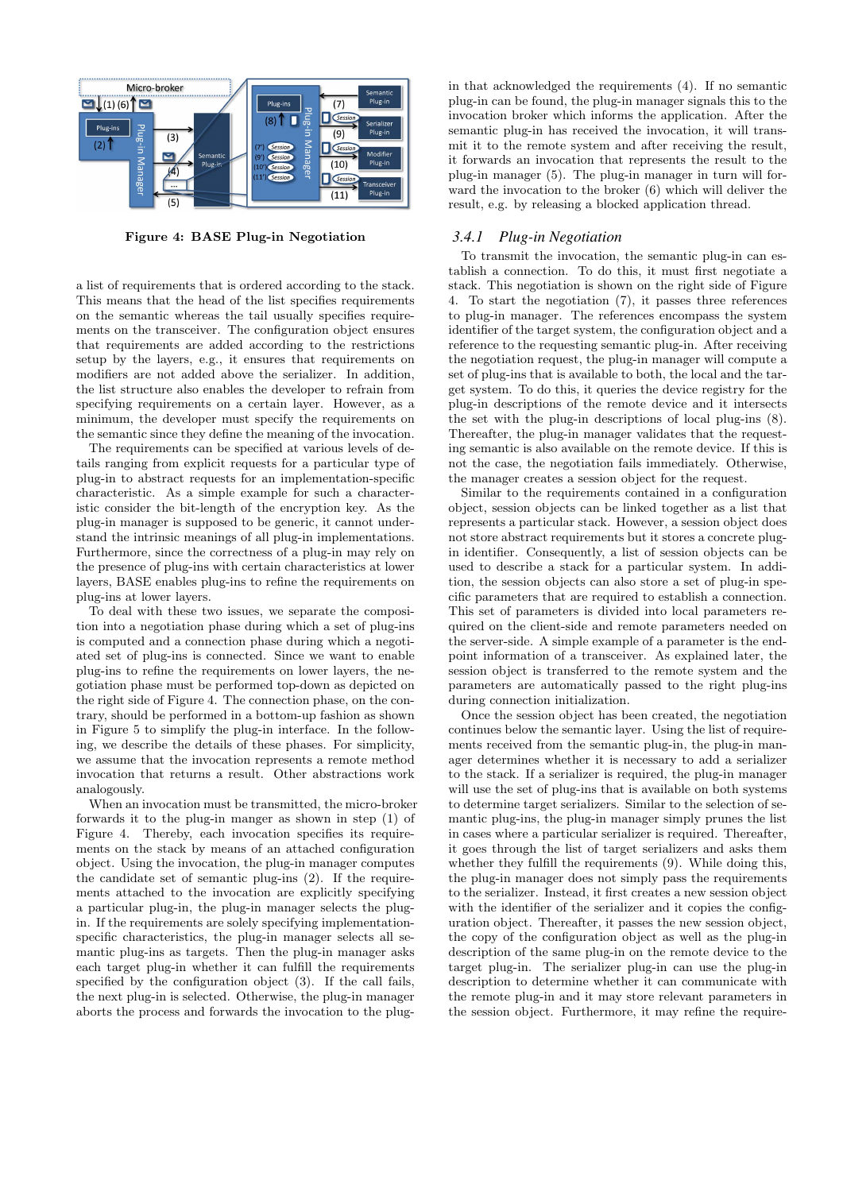**Figure 4: BASE Plug-in Negotiation**

a list of requirements that is ordered according to the stack. This means that the head of the list specifies requirements on the semantic whereas the tail usually specifies requirements on the transceiver. The configuration object ensures that requirements are added according to the restrictions setup by the layers, e.g., it ensures that requirements on modifiers are not added above the serializer. In addition, the list structure also enables the developer to refrain from specifying requirements on a certain layer. However, as a minimum, the developer must specify the requirements on the semantic since they define the meaning of the invocation.

The requirements can be specified at various levels of details ranging from explicit requests for a particular type of plug-in to abstract requests for an implementation-specific characteristic. As a simple example for such a characteristic consider the bit-length of the encryption key. As the plug-in manager is supposed to be generic, it cannot understand the intrinsic meanings of all plug-in implementations. Furthermore, since the correctness of a plug-in may rely on the presence of plug-ins with certain characteristics at lower layers, BASE enables plug-ins to refine the requirements on plug-ins at lower layers.

To deal with these two issues, we separate the composition into a negotiation phase during which a set of plug-ins is computed and a connection phase during which a negotiated set of plug-ins is connected. Since we want to enable plug-ins to refine the requirements on lower layers, the negotiation phase must be performed top-down as depicted on the right side of Figure 4. The connection phase, on the contrary, should be performed in a bottom-up fashion as shown in Figure 5 to simplify the plug-in interface. In the following, we describe the details of these phases. For simplicity, we assume that the invocation represents a remote method invocation that returns a result. Other abstractions work analogously.

When an invocation must be transmitted, the micro-broker forwards it to the plug-in manger as shown in step (1) of Figure 4. Thereby, each invocation specifies its requirements on the stack by means of an attached configuration object. Using the invocation, the plug-in manager computes the candidate set of semantic plug-ins (2). If the requirements attached to the invocation are explicitly specifying a particular plug-in, the plug-in manager selects the plug-in. If the requirements are solely specifying implementation-specific characteristics, the plug-in manager selects all semantic plug-ins as targets. Then the plug-in manager asks each target plug-in whether it can fulfill the requirements specified by the configuration object (3). If the call fails, the next plug-in is selected. Otherwise, the plug-in manager aborts the process and forwards the invocation to the plug-in that acknowledged the requirements (4). If no semantic plug-in can be found, the plug-in manager signals this to the invocation broker which informs the application. After the semantic plug-in has received the invocation, it will transmit it to the remote system and after receiving the result, it forwards an invocation that represents the result to the plug-in manager (5). The plug-in manager in turn will forward the invocation to the broker (6) which will deliver the result, e.g. by releasing a blocked application thread.

### 3.4.1 Plug-in Negotiation

To transmit the invocation, the semantic plug-in can establish a connection. To do this, it must first negotiate a stack. This negotiation is shown on the right side of Figure 4. To start the negotiation (7), it passes three references to plug-in manager. The references encompass the system identifier of the target system, the configuration object and a reference to the requesting semantic plug-in. After receiving the negotiation request, the plug-in manager will compute a set of plug-ins that is available to both, the local and the target system. To do this, it queries the device registry for the plug-in descriptions of the remote device and it intersects the set with the plug-in descriptions of local plug-ins (8). Thereafter, the plug-in manager validates that the requesting semantic is also available on the remote device. If this is not the case, the negotiation fails immediately. Otherwise, the manager creates a session object for the request.

Similar to the requirements contained in a configuration object, session objects can be linked together as a list that represents a particular stack. However, a session object does not store abstract requirements but it stores a concrete plug-in identifier. Consequently, a list of session objects can be used to describe a stack for a particular system. In addition, the session objects can also store a set of plug-in specific parameters that are required to establish a connection. This set of parameters is divided into local parameters required on the client-side and remote parameters needed on the server-side. A simple example of a parameter is the endpoint information of a transceiver. As explained later, the session object is transferred to the remote system and the parameters are automatically passed to the right plug-ins during connection initialization.

Once the session object has been created, the negotiation continues below the semantic layer. Using the list of requirements received from the semantic plug-in, the plug-in manager determines whether it is necessary to add a serializer to the stack. If a serializer is required, the plug-in manager will use the set of plug-ins that is available on both systems to determine target serializers. Similar to the selection of semantic plug-ins, the plug-in manager simply prunes the list in cases where a particular serializer is required. Thereafter, it goes through the list of target serializers and asks them whether they fulfill the requirements (9). While doing this, the plug-in manager does not simply pass the requirements to the serializer. Instead, it first creates a new session object with the identifier of the serializer and it copies the configuration object. Thereafter, it passes the new session object, the copy of the configuration object as well as the plug-in description of the same plug-in on the remote device to the target plug-in. The serializer plug-in can use the plug-in description to determine whether it can communicate with the remote plug-in and it may store relevant parameters in the session object. Furthermore, it may refine the require-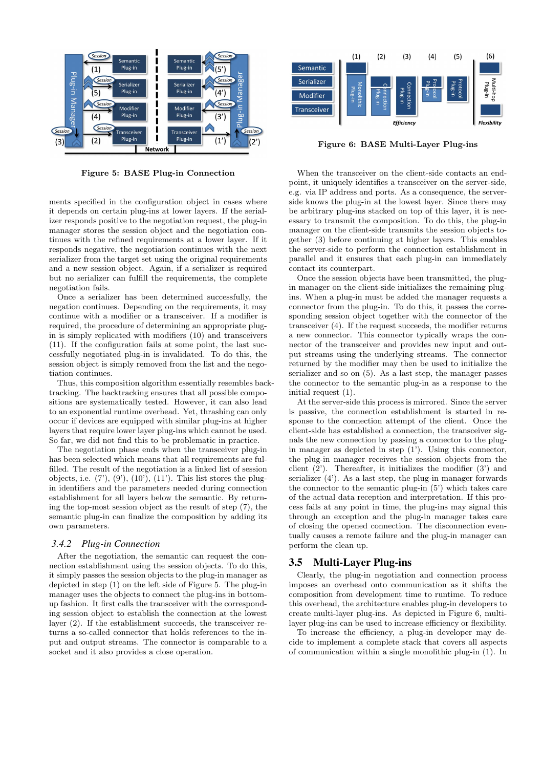Figure 5: BASE Plug-in Connection

Figure 6: BASE Multi-Layer Plug-ins

ments specified in the configuration object in cases where it depends on certain plug-ins at lower layers. If the serializer responds positive to the negotiation request, the plug-in manager stores the session object and the negotiation continues with the refined requirements at a lower layer. If it responds negative, the negotiation continues with the next serializer from the target set using the original requirements and a new session object. Again, if a serializer is required but no serializer can fulfill the requirements, the complete negotiation fails.

Once a serializer has been determined successfully, the negation continues. Depending on the requirements, it may continue with a modifier or a transceiver. If a modifier is required, the procedure of determining an appropriate plug-in is simply replicated with modifiers (10) and transceivers (11). If the configuration fails at some point, the last successfully negotiated plug-in is invalidated. To do this, the session object is simply removed from the list and the negotiation continues.

Thus, this composition algorithm essentially resembles backtracking. The backtracking ensures that all possible compositions are systematically tested. However, it can also lead to an exponential runtime overhead. Yet, thrashing can only occur if devices are equipped with similar plug-ins at higher layers that require lower layer plug-ins which cannot be used. So far, we did not find this to be problematic in practice.

The negotiation phase ends when the transceiver plug-in has been selected which means that all requirements are fulfilled. The result of the negotiation is a linked list of session objects, i.e. (7'), (9'), (10'), (11'). This list stores the plug-in identifiers and the parameters needed during connection establishment for all layers below the semantic. By returning the top-most session object as the result of step (7), the semantic plug-in can finalize the composition by adding its own parameters.

### 3.4.2 *Plug-in Connection*

After the negotiation, the semantic can request the connection establishment using the session objects. To do this, it simply passes the session objects to the plug-in manager as depicted in step (1) on the left side of Figure 5. The plug-in manager uses the objects to connect the plug-ins in bottom-up fashion. It first calls the transceiver with the corresponding session object to establish the connection at the lowest layer (2). If the establishment succeeds, the transceiver returns a so-called connector that holds references to the input and output streams. The connector is comparable to a socket and it also provides a close operation.

When the transceiver on the client-side contacts an endpoint, it uniquely identifies a transceiver on the server-side, e.g. via IP address and ports. As a consequence, the server-side knows the plug-in at the lowest layer. Since there may be arbitrary plug-ins stacked on top of this layer, it is necessary to transmit the composition. To do this, the plug-in manager on the client-side transmits the session objects together (3) before continuing at higher layers. This enables the server-side to perform the connection establishment in parallel and it ensures that each plug-in can immediately contact its counterpart.

Once the session objects have been transmitted, the plug-in manager on the client-side initializes the remaining plug-ins. When a plug-in must be added the manager requests a connector from the plug-in. To do this, it passes the corresponding session object together with the connector of the transceiver (4). If the request succeeds, the modifier returns a new connector. This connector typically wraps the connector of the transceiver and provides new input and output streams using the underlying streams. The connector returned by the modifier may then be used to initialize the serializer and so on (5). As a last step, the manager passes the connector to the semantic plug-in as a response to the initial request (1).

At the server-side this process is mirrored. Since the server is passive, the connection establishment is started in response to the connection attempt of the client. Once the client-side has established a connection, the transceiver signals the new connection by passing a connector to the plug-in manager as depicted in step (1'). Using this connector, the plug-in manager receives the session objects from the client (2'). Thereafter, it initializes the modifier (3') and serializer (4'). As a last step, the plug-in manager forwards the connector to the semantic plug-in (5') which takes care of the actual data reception and interpretation. If this process fails at any point in time, the plug-ins may signal this through an exception and the plug-in manager takes care of closing the opened connection. The disconnection eventually causes a remote failure and the plug-in manager can perform the clean up.

## 3.5 Multi-Layer Plug-ins

Clearly, the plug-in negotiation and connection process imposes an overhead onto communication as it shifts the composition from development time to runtime. To reduce this overhead, the architecture enables plug-in developers to create multi-layer plug-ins. As depicted in Figure 6, multi-layer plug-ins can be used to increase efficiency or flexibility.

To increase the efficiency, a plug-in developer may decide to implement a complete stack that covers all aspects of communication within a single monolithic plug-in (1). In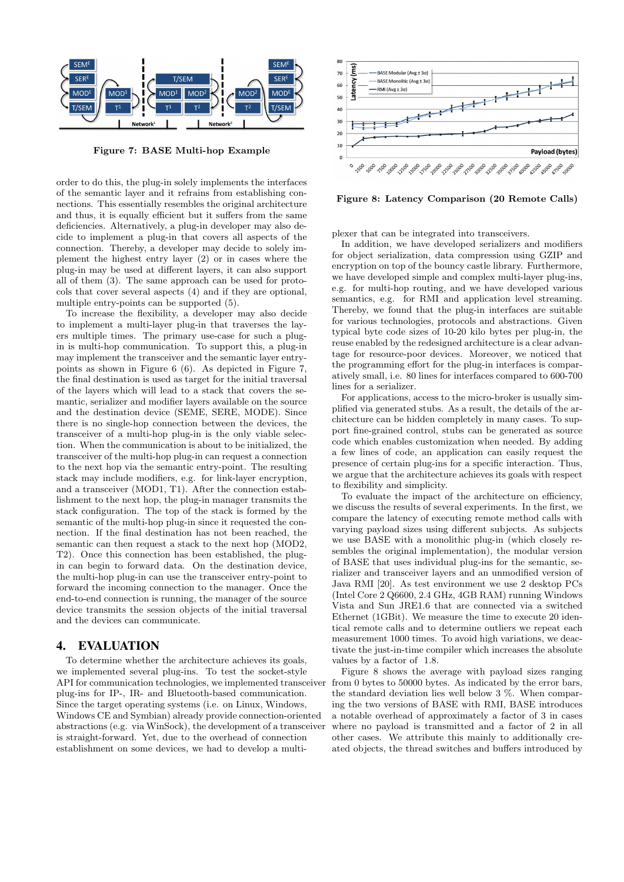SEM^E

SER^E

MOD^E

T/SEM

MOD^1

T^1

T/SEM

MOD^1

MOD^2

T^1

T^2

MOD^2

T^2

SEM^E

SER^E

MOD^E

T/SEM

Network^1

Network^2

Figure 7: BASE Multi-hop Example

order to do this, the plug-in solely implements the interfaces of the semantic layer and it refrains from establishing connections. This essentially resembles the original architecture and thus, it is equally efficient but it suffers from the same deficiencies. Alternatively, a plug-in developer may also decide to implement a plug-in that covers all aspects of the connection. Thereby, a developer may decide to solely implement the highest entry layer (2) or in cases where the plug-in may be used at different layers, it can also support all of them (3). The same approach can be used for protocols that cover several aspects (4) and if they are optional, multiple entry-points can be supported (5).

To increase the flexibility, a developer may also decide to implement a multi-layer plug-in that traverses the layers multiple times. The primary use-case for such a plug-in is multi-hop communication. To support this, a plug-in may implement the transceiver and the semantic layer entry-points as shown in Figure 6 (6). As depicted in Figure 7, the final destination is used as target for the initial traversal of the layers which will lead to a stack that covers the semantic, serializer and modifier layers available on the source and the destination device (SEME, SERE, MODE). Since there is no single-hop connection between the devices, the transceiver of a multi-hop plug-in is the only viable selection. When the communication is about to be initialized, the transceiver of the multi-hop plug-in can request a connection to the next hop via the semantic entry-point. The resulting stack may include modifiers, e.g. for link-layer encryption, and a transceiver (MOD1, T1). After the connection establishment to the next hop, the plug-in manager transmits the stack configuration. The top of the stack is formed by the semantic of the multi-hop plug-in since it requested the connection. If the final destination has not been reached, the semantic can then request a stack to the next hop (MOD2, T2). Once this connection has been established, the plug-in can begin to forward data. On the destination device, the multi-hop plug-in can use the transceiver entry-point to forward the incoming connection to the manager. Once the end-to-end connection is running, the manager of the source device transmits the session objects of the initial traversal and the devices can communicate.

## 4. EVALUATION

To determine whether the architecture achieves its goals, we implemented several plug-ins. To test the socket-style API for communication technologies, we implemented transceiver plug-ins for IP-, IR- and Bluetooth-based communication. Since the target operating systems (i.e. on Linux, Windows, Windows CE and Symbian) already provide connection-oriented abstractions (e.g. via WinSock), the development of a transceiver is straight-forward. Yet, due to the overhead of connection establishment on some devices, we had to develop a multiplexer that can be integrated into transceivers.

Latency (ms)

80
70
60
50
40
30
20
10
0

BASE Modular (Avg ± 3σ)
BASE Monolitic (Avg ± 3σ)
RMI (Avg ± 3σ)

Payload (bytes)

0 2500 5000 7500 10000 12500 15000 17500 20000 22500 25000 27500 30000 32500 35000 37500 40000 42500 45000 47500 50000

Figure 8: Latency Comparison (20 Remote Calls)

In addition, we have developed serializers and modifiers for object serialization, data compression using GZIP and encryption on top of the bouncy castle library. Furthermore, we have developed simple and complex multi-layer plug-ins, e.g. for multi-hop routing, and we have developed various semantics, e.g. for RMI and application level streaming. Thereby, we found that the plug-in interfaces are suitable for various technologies, protocols and abstractions. Given typical byte code sizes of 10-20 kilo bytes per plug-in, the reuse enabled by the redesigned architecture is a clear advantage for resource-poor devices. Moreover, we noticed that the programming effort for the plug-in interfaces is comparatively small, i.e. 80 lines for interfaces compared to 600-700 lines for a serializer.

For applications, access to the micro-broker is usually simplified via generated stubs. As a result, the details of the architecture can be hidden completely in many cases. To support fine-grained control, stubs can be generated as source code which enables customization when needed. By adding a few lines of code, an application can easily request the presence of certain plug-ins for a specific interaction. Thus, we argue that the architecture achieves its goals with respect to flexibility and simplicity.

To evaluate the impact of the architecture on efficiency, we discuss the results of several experiments. In the first, we compare the latency of executing remote method calls with varying payload sizes using different subjects. As subjects we use BASE with a monolithic plug-in (which closely resembles the original implementation), the modular version of BASE that uses individual plug-ins for the semantic, serializer and transceiver layers and an unmodified version of Java RMI [20]. As test environment we use 2 desktop PCs (Intel Core 2 Q6600, 2.4 GHz, 4GB RAM) running Windows Vista and Sun JRE1.6 that are connected via a switched Ethernet (1GBit). We measure the time to execute 20 identical remote calls and to determine outliers we repeat each measurement 1000 times. To avoid high variations, we deactivate the just-in-time compiler which increases the absolute values by a factor of 1.8.

Figure 8 shows the average with payload sizes ranging from 0 bytes to 50000 bytes. As indicated by the error bars, the standard deviation lies well below 3 %. When comparing the two versions of BASE with RMI, BASE introduces a notable overhead of approximately a factor of 3 in cases where no payload is transmitted and a factor of 2 in all other cases. We attribute this mainly to additionally created objects, the thread switches and buffers introduced by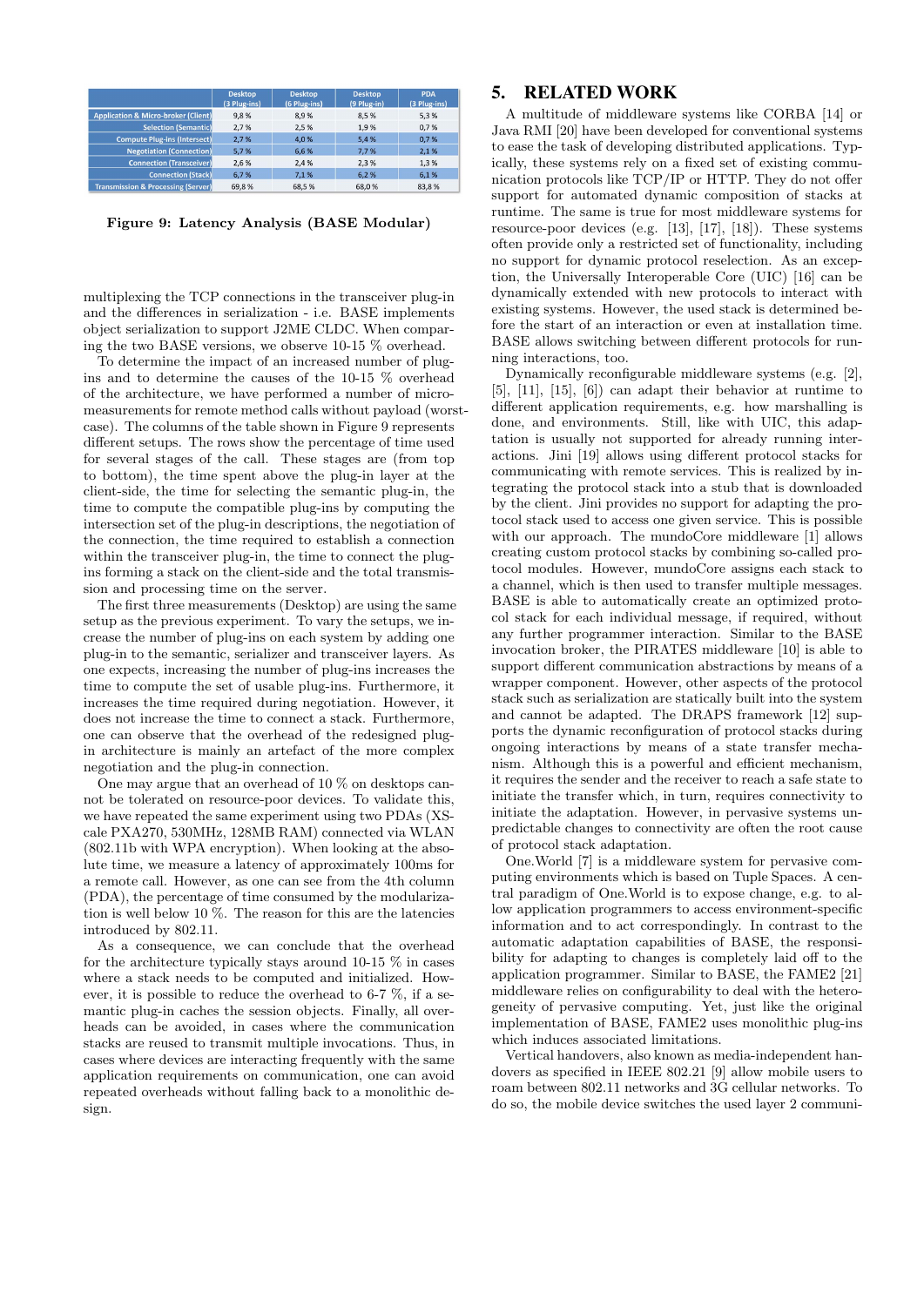| | Desktop (3 Plug-ins) | Desktop (6 Plug-ins) | Desktop (9 Plug-in) | PDA (3 Plug-ins) |
|---|---|---|---|---|
| Application & Micro-broker (Client) | 9,8 % | 8,9 % | 8,5 % | 5,3 % |
| Selection (Semantic) | 2,7 % | 2,5 % | 1,9 % | 0,7 % |
| Compute Plug-ins (Intersect) | 2,7 % | 4,0 % | 5,4 % | 0,7 % |
| Negotiation (Connection) | 5,7 % | 6,6 % | 7,7 % | 2,1 % |
| Connection (Transceiver) | 2,6 % | 2,4 % | 2,3 % | 1,3 % |
| Connection (Stack) | 6,7 % | 7,1 % | 6,2 % | 6,1 % |
| Transmission & Processing (Server) | 69,8 % | 68,5 % | 68,0 % | 83,8 % |

**Figure 9: Latency Analysis (BASE Modular)**

multiplexing the TCP connections in the transceiver plug-in and the differences in serialization - i.e. BASE implements object serialization to support J2ME CLDC. When comparing the two BASE versions, we observe 10-15 % overhead.

To determine the impact of an increased number of plug-ins and to determine the causes of the 10-15 % overhead of the architecture, we have performed a number of micro-measurements for remote method calls without payload (worst-case). The columns of the table shown in Figure 9 represents different setups. The rows show the percentage of time used for several stages of the call. These stages are (from top to bottom), the time spent above the plug-in layer at the client-side, the time for selecting the semantic plug-in, the time to compute the compatible plug-ins by computing the intersection set of the plug-in descriptions, the negotiation of the connection, the time required to establish a connection within the transceiver plug-in, the time to connect the plug-ins forming a stack on the client-side and the total transmission and processing time on the server.

The first three measurements (Desktop) are using the same setup as the previous experiment. To vary the setups, we increase the number of plug-ins on each system by adding one plug-in to the semantic, serializer and transceiver layers. As one expects, increasing the number of plug-ins increases the time to compute the set of usable plug-ins. Furthermore, it increases the time required during negotiation. However, it does not increase the time to connect a stack. Furthermore, one can observe that the overhead of the redesigned plug-in architecture is mainly an artefact of the more complex negotiation and the plug-in connection.

One may argue that an overhead of 10 % on desktops cannot be tolerated on resource-poor devices. To validate this, we have repeated the same experiment using two PDAs (XScale PXA270, 530MHz, 128MB RAM) connected via WLAN (802.11b with WPA encryption). When looking at the absolute time, we measure a latency of approximately 100ms for a remote call. However, as one can see from the 4th column (PDA), the percentage of time consumed by the modularization is well below 10 %. The reason for this are the latencies introduced by 802.11.

As a consequence, we can conclude that the overhead for the architecture typically stays around 10-15 % in cases where a stack needs to be computed and initialized. However, it is possible to reduce the overhead to 6-7 %, if a semantic plug-in caches the session objects. Finally, all overheads can be avoided, in cases where the communication stacks are reused to transmit multiple invocations. Thus, in cases where devices are interacting frequently with the same application requirements on communication, one can avoid repeated overheads without falling back to a monolithic design.

## 5. RELATED WORK

A multitude of middleware systems like CORBA [14] or Java RMI [20] have been developed for conventional systems to ease the task of developing distributed applications. Typically, these systems rely on a fixed set of existing communication protocols like TCP/IP or HTTP. They do not offer support for automated dynamic composition of stacks at runtime. The same is true for most middleware systems for resource-poor devices (e.g. [13], [17], [18]). These systems often provide only a restricted set of functionality, including no support for dynamic protocol reselection. As an exception, the Universally Interoperable Core (UIC) [16] can be dynamically extended with new protocols to interact with existing systems. However, the used stack is determined before the start of an interaction or even at installation time. BASE allows switching between different protocols for running interactions, too.

Dynamically reconfigurable middleware systems (e.g. [2], [5], [11], [15], [6]) can adapt their behavior at runtime to different application requirements, e.g. how marshalling is done, and environments. Still, like with UIC, this adaptation is usually not supported for already running interactions. Jini [19] allows using different protocol stacks for communicating with remote services. This is realized by integrating the protocol stack into a stub that is downloaded by the client. Jini provides no support for adapting the protocol stack used to access one given service. This is possible with our approach. The mundoCore middleware [1] allows creating custom protocol stacks by combining so-called protocol modules. However, mundoCore assigns each stack to a channel, which is then used to transfer multiple messages. BASE is able to automatically create an optimized protocol stack for each individual message, if required, without any further programmer interaction. Similar to the BASE invocation broker, the PIRATES middleware [10] is able to support different communication abstractions by means of a wrapper component. However, other aspects of the protocol stack such as serialization are statically built into the system and cannot be adapted. The DRAPS framework [12] supports the dynamic reconfiguration of protocol stacks during ongoing interactions by means of a state transfer mechanism. Although this is a powerful and efficient mechanism, it requires the sender and the receiver to reach a safe state to initiate the transfer which, in turn, requires connectivity to initiate the adaptation. However, in pervasive systems unpredictable changes to connectivity are often the root cause of protocol stack adaptation.

One.World [7] is a middleware system for pervasive computing environments which is based on Tuple Spaces. A central paradigm of One.World is to expose change, e.g. to allow application programmers to access environment-specific information and to act correspondingly. In contrast to the automatic adaptation capabilities of BASE, the responsibility for adapting to changes is completely laid off to the application programmer. Similar to BASE, the FAME2 [21] middleware relies on configurability to deal with the heterogeneity of pervasive computing. Yet, just like the original implementation of BASE, FAME2 uses monolithic plug-ins which induces associated limitations.

Vertical handovers, also known as media-independent handovers as specified in IEEE 802.21 [9] allow mobile users to roam between 802.11 networks and 3G cellular networks. To do so, the mobile device switches the used layer 2 communi-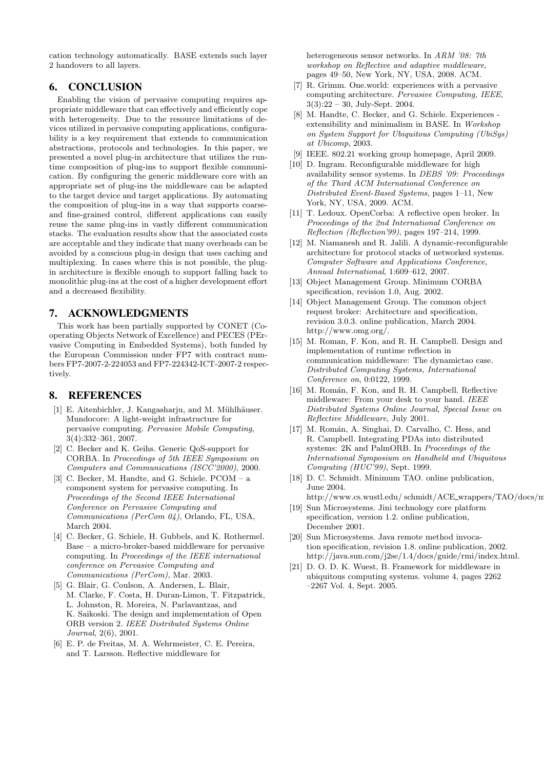cation technology automatically. BASE extends such layer 2 handovers to all layers.

## 6. CONCLUSION

Enabling the vision of pervasive computing requires appropriate middleware that can effectively and efficiently cope with heterogeneity. Due to the resource limitations of devices utilized in pervasive computing applications, configurability is a key requirement that extends to communication abstractions, protocols and technologies. In this paper, we presented a novel plug-in architecture that utilizes the runtime composition of plug-ins to support flexible communication. By configuring the generic middleware core with an appropriate set of plug-ins the middleware can be adapted to the target device and target applications. By automating the composition of plug-ins in a way that supports coarse- and fine-grained control, different applications can easily reuse the same plug-ins in vastly different communication stacks. The evaluation results show that the associated costs are acceptable and they indicate that many overheads can be avoided by a conscious plug-in design that uses caching and multiplexing. In cases where this is not possible, the plug-in architecture is flexible enough to support falling back to monolithic plug-ins at the cost of a higher development effort and a decreased flexibility.

## 7. ACKNOWLEDGMENTS

This work has been partially supported by CONET (Cooperating Objects Network of Excellence) and PECES (PErvasive Computing in Embedded Systems), both funded by the European Commission under FP7 with contract numbers FP7-2007-2-224053 and FP7-224342-ICT-2007-2 respectively.

## 8. REFERENCES

[1] E. Aitenbichler, J. Kangasharju, and M. Mühlhäuser. Mundocore: A light-weight infrastructure for pervasive computing. *Pervasive Mobile Computing*, 3(4):332–361, 2007.

[2] C. Becker and K. Geihs. Generic QoS-support for CORBA. In *Proceedings of 5th IEEE Symposium on Computers and Communications (ISCC'2000)*, 2000.

[3] C. Becker, M. Handte, and G. Schiele. PCOM – a component system for pervasive computing. In *Proceedings of the Second IEEE International Conference on Pervasive Computing and Communications (PerCom 04)*, Orlando, FL, USA, March 2004.

[4] C. Becker, G. Schiele, H. Gubbels, and K. Rothermel. Base – a micro-broker-based middleware for pervasive computing. In *Proceedings of the IEEE international conference on Pervasive Computing and Communications (PerCom)*, Mar. 2003.

[5] G. Blair, G. Coulson, A. Andersen, L. Blair, M. Clarke, F. Costa, H. Duran-Limon, T. Fitzpatrick, L. Johnston, R. Moreira, N. Parlavantzas, and K. Saikoski. The design and implementation of Open ORB version 2. *IEEE Distributed Systems Online Journal*, 2(6), 2001.

[6] E. P. de Freitas, M. A. Wehrmeister, C. E. Pereira, and T. Larsson. Reflective middleware for heterogeneous sensor networks. In *ARM '08: 7th workshop on Reflective and adaptive middleware*, pages 49–50, New York, NY, USA, 2008. ACM.

[7] R. Grimm. One.world: experiences with a pervasive computing architecture. *Pervasive Computing, IEEE*, 3(3):22 – 30, July-Sept. 2004.

[8] M. Handte, C. Becker, and G. Schiele. Experiences - extensibility and minimalism in BASE. In *Workshop on System Support for Ubiquitous Computing (UbiSys) at Ubicomp*, 2003.

[9] IEEE. 802.21 working group homepage, April 2009.

[10] D. Ingram. Reconfigurable middleware for high availability sensor systems. In *DEBS '09: Proceedings of the Third ACM International Conference on Distributed Event-Based Systems*, pages 1–11, New York, NY, USA, 2009. ACM.

[11] T. Ledoux. OpenCorba: A reflective open broker. In *Proceedings of the 2nd International Conference on Reflection (Reflection'99)*, pages 197–214, 1999.

[12] M. Niamanesh and R. Jalili. A dynamic-reconfigurable architecture for protocol stacks of networked systems. *Computer Software and Applications Conference, Annual International*, 1:609–612, 2007.

[13] Object Management Group. Minimum CORBA specification, revision 1.0, Aug. 2002.

[14] Object Management Group. The common object request broker: Architecture and specification, revision 3.0.3. online publication, March 2004. http://www.omg.org/.

[15] M. Roman, F. Kon, and R. H. Campbell. Design and implementation of runtime reflection in communication middleware: The dynamictao case. *Distributed Computing Systems, International Conference on*, 0:0122, 1999.

[16] M. Román, F. Kon, and R. H. Campbell. Reflective middleware: From your desk to your hand. *IEEE Distributed Systems Online Journal, Special Issue on Reflective Middleware*, July 2001.

[17] M. Román, A. Singhai, D. Carvalho, C. Hess, and R. Campbell. Integrating PDAs into distributed systems: 2K and PalmORB. In *Proceedings of the International Symposium on Handheld and Ubiquitous Computing (HUC'99)*, Sept. 1999.

[18] D. C. Schmidt. Minimum TAO. online publication, June 2004. http://www.cs.wustl.edu/ schmidt/ACE_wrappers/TAO/docs/m

[19] Sun Microsystems. Jini technology core platform specification, version 1.2. online publication, December 2001.

[20] Sun Microsystems. Java remote method invocation specification, revision 1.8. online publication, 2002. http://java.sun.com/j2se/1.4/docs/guide/rmi/index.html.

[21] D. O. D. K. Wuest, B. Framework for middleware in ubiquitous computing systems. volume 4, pages 2262 –2267 Vol. 4, Sept. 2005.